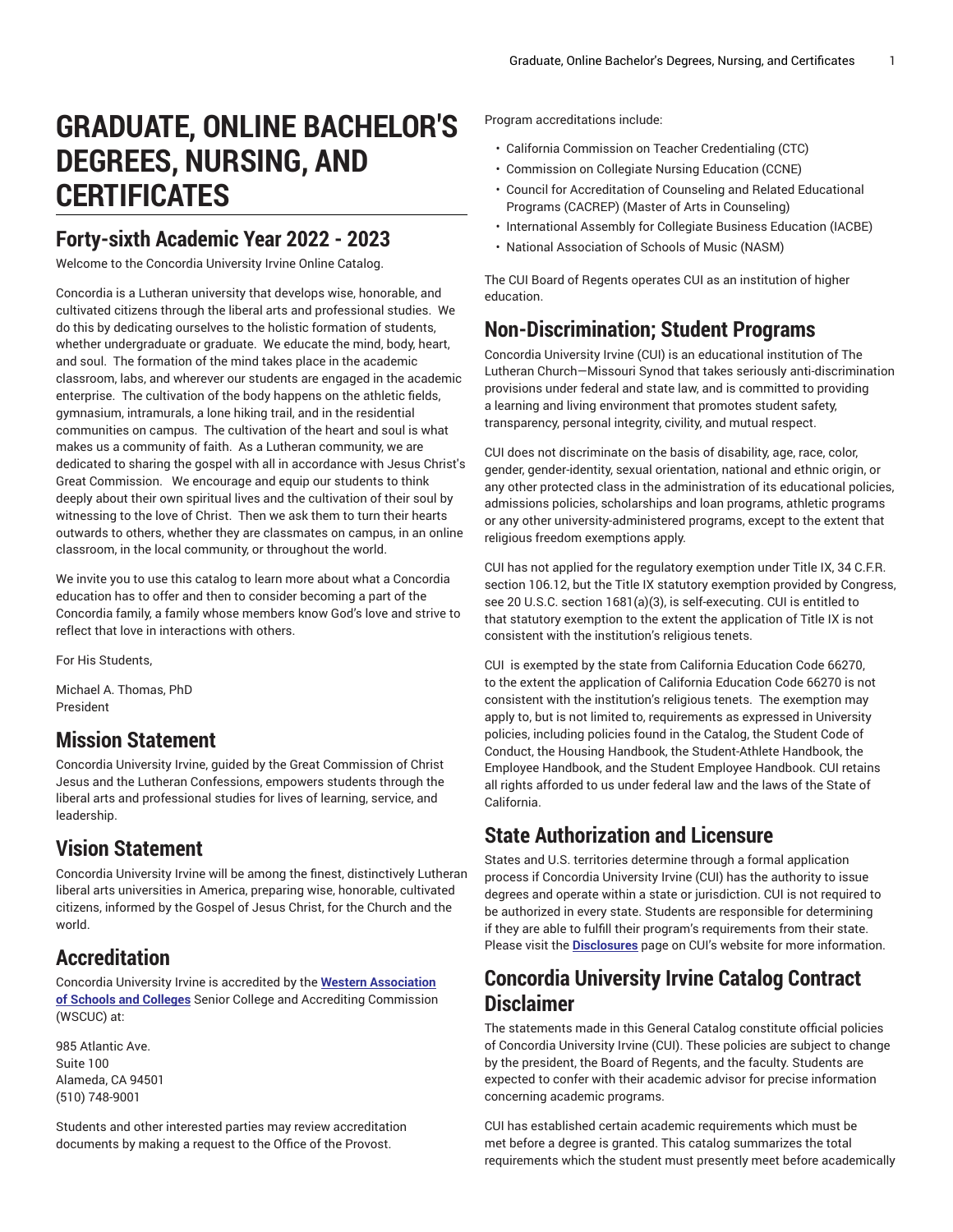# GRADUATE, ONLINE BACHELOR'S DEGREES, NURSING, AND CERTIFICATES

## Forty-sixth Academic Year 2022 - 2023

Welcome to the Concordia University Irvine Online Catalog.

Concordia is a Lutheran university that develops wise, honorable, and cultivated citizens through the liberal arts and professional studies. We do this by dedicating ourselves to the holistic formation of students, whether undergraduate or graduate. We educate the mind, body, heart, and soul. The formation of the mind takes place in the academic classroom, labs, and wherever our students are engaged in the academic enterprise. The cultivation of the body happens on the athletic fields, gymnasium, intramurals, a lone hiking trail, and in the residential communities on campus. The cultivation of the heart and soul is what makes us a community of faith. As a Lutheran community, we are dedicated to sharing the gospel with all in accordance with Jesus Christ's Great Commission. We encourage and equip our students to think deeply about their own spiritual lives and the cultivation of their soul by witnessing to the love of Christ. Then we ask them to turn their hearts outwards to others, whether they are classmates on campus, in an online classroom, in the local community, or throughout the world.

We invite you to use this catalog to learn more about what a Concordia education has to offer and then to consider becoming a part of the Concordia family, a family whose members know God's love and strive to reflect that love in interactions with others.

For His Students,

Michael A. Thomas, PhD
President

## Mission Statement

Concordia University Irvine, guided by the Great Commission of Christ Jesus and the Lutheran Confessions, empowers students through the liberal arts and professional studies for lives of learning, service, and leadership.

## Vision Statement

Concordia University Irvine will be among the finest, distinctively Lutheran liberal arts universities in America, preparing wise, honorable, cultivated citizens, informed by the Gospel of Jesus Christ, for the Church and the world.

## Accreditation

Concordia University Irvine is accredited by the **Western Association of Schools and Colleges** Senior College and Accrediting Commission (WSCUC) at:

985 Atlantic Ave.
Suite 100
Alameda, CA 94501
(510) 748-9001

Students and other interested parties may review accreditation documents by making a request to the Office of the Provost.

Program accreditations include:

- California Commission on Teacher Credentialing (CTC)
- Commission on Collegiate Nursing Education (CCNE)
- Council for Accreditation of Counseling and Related Educational Programs (CACREP) (Master of Arts in Counseling)
- International Assembly for Collegiate Business Education (IACBE)
- National Association of Schools of Music (NASM)

The CUI Board of Regents operates CUI as an institution of higher education.

## Non-Discrimination; Student Programs

Concordia University Irvine (CUI) is an educational institution of The Lutheran Church—Missouri Synod that takes seriously anti-discrimination provisions under federal and state law, and is committed to providing a learning and living environment that promotes student safety, transparency, personal integrity, civility, and mutual respect.

CUI does not discriminate on the basis of disability, age, race, color, gender, gender-identity, sexual orientation, national and ethnic origin, or any other protected class in the administration of its educational policies, admissions policies, scholarships and loan programs, athletic programs or any other university-administered programs, except to the extent that religious freedom exemptions apply.

CUI has not applied for the regulatory exemption under Title IX, 34 C.F.R. section 106.12, but the Title IX statutory exemption provided by Congress, see 20 U.S.C. section 1681(a)(3), is self-executing. CUI is entitled to that statutory exemption to the extent the application of Title IX is not consistent with the institution's religious tenets.

CUI is exempted by the state from California Education Code 66270, to the extent the application of California Education Code 66270 is not consistent with the institution's religious tenets. The exemption may apply to, but is not limited to, requirements as expressed in University policies, including policies found in the Catalog, the Student Code of Conduct, the Housing Handbook, the Student-Athlete Handbook, the Employee Handbook, and the Student Employee Handbook. CUI retains all rights afforded to us under federal law and the laws of the State of California.

## State Authorization and Licensure

States and U.S. territories determine through a formal application process if Concordia University Irvine (CUI) has the authority to issue degrees and operate within a state or jurisdiction. CUI is not required to be authorized in every state. Students are responsible for determining if they are able to fulfill their program's requirements from their state. Please visit the **Disclosures** page on CUI's website for more information.

## Concordia University Irvine Catalog Contract Disclaimer

The statements made in this General Catalog constitute official policies of Concordia University Irvine (CUI). These policies are subject to change by the president, the Board of Regents, and the faculty. Students are expected to confer with their academic advisor for precise information concerning academic programs.

CUI has established certain academic requirements which must be met before a degree is granted. This catalog summarizes the total requirements which the student must presently meet before academically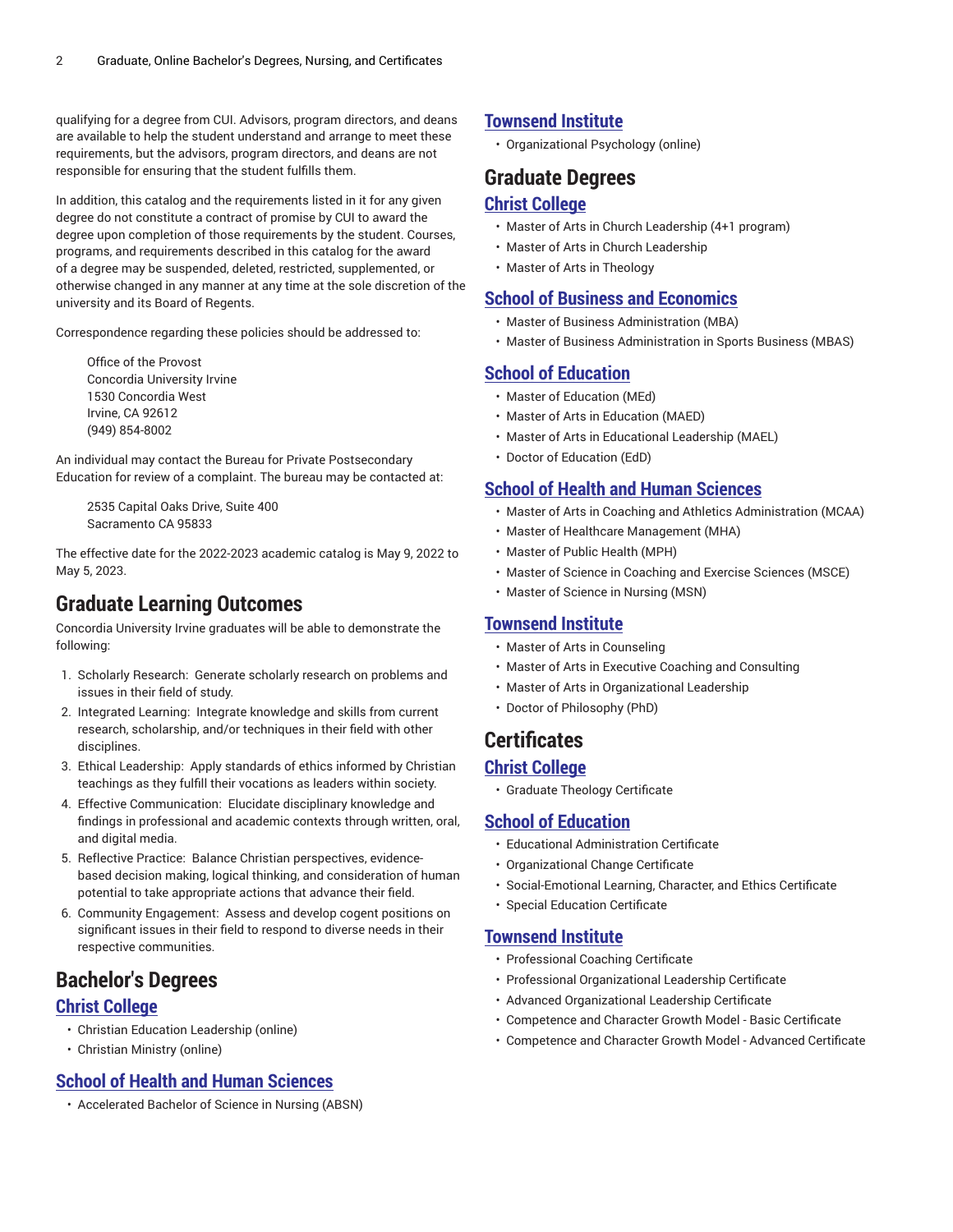qualifying for a degree from CUI. Advisors, program directors, and deans are available to help the student understand and arrange to meet these requirements, but the advisors, program directors, and deans are not responsible for ensuring that the student fulfills them.

In addition, this catalog and the requirements listed in it for any given degree do not constitute a contract of promise by CUI to award the degree upon completion of those requirements by the student. Courses, programs, and requirements described in this catalog for the award of a degree may be suspended, deleted, restricted, supplemented, or otherwise changed in any manner at any time at the sole discretion of the university and its Board of Regents.

Correspondence regarding these policies should be addressed to:

> Office of the Provost
> Concordia University Irvine
> 1530 Concordia West
> Irvine, CA 92612
> (949) 854-8002

An individual may contact the Bureau for Private Postsecondary Education for review of a complaint. The bureau may be contacted at:

> 2535 Capital Oaks Drive, Suite 400
> Sacramento CA 95833

The effective date for the 2022-2023 academic catalog is May 9, 2022 to May 5, 2023.

## Graduate Learning Outcomes

Concordia University Irvine graduates will be able to demonstrate the following:

1. Scholarly Research: Generate scholarly research on problems and issues in their field of study.
2. Integrated Learning: Integrate knowledge and skills from current research, scholarship, and/or techniques in their field with other disciplines.
3. Ethical Leadership: Apply standards of ethics informed by Christian teachings as they fulfill their vocations as leaders within society.
4. Effective Communication: Elucidate disciplinary knowledge and findings in professional and academic contexts through written, oral, and digital media.
5. Reflective Practice: Balance Christian perspectives, evidence-based decision making, logical thinking, and consideration of human potential to take appropriate actions that advance their field.
6. Community Engagement: Assess and develop cogent positions on significant issues in their field to respond to diverse needs in their respective communities.

## Bachelor's Degrees

### Christ College

- Christian Education Leadership (online)
- Christian Ministry (online)

### School of Health and Human Sciences

- Accelerated Bachelor of Science in Nursing (ABSN)

### Townsend Institute

- Organizational Psychology (online)

## Graduate Degrees

### Christ College

- Master of Arts in Church Leadership (4+1 program)
- Master of Arts in Church Leadership
- Master of Arts in Theology

### School of Business and Economics

- Master of Business Administration (MBA)
- Master of Business Administration in Sports Business (MBAS)

### School of Education

- Master of Education (MEd)
- Master of Arts in Education (MAED)
- Master of Arts in Educational Leadership (MAEL)
- Doctor of Education (EdD)

### School of Health and Human Sciences

- Master of Arts in Coaching and Athletics Administration (MCAA)
- Master of Healthcare Management (MHA)
- Master of Public Health (MPH)
- Master of Science in Coaching and Exercise Sciences (MSCE)
- Master of Science in Nursing (MSN)

### Townsend Institute

- Master of Arts in Counseling
- Master of Arts in Executive Coaching and Consulting
- Master of Arts in Organizational Leadership
- Doctor of Philosophy (PhD)

## Certificates

### Christ College

- Graduate Theology Certificate

### School of Education

- Educational Administration Certificate
- Organizational Change Certificate
- Social-Emotional Learning, Character, and Ethics Certificate
- Special Education Certificate

### Townsend Institute

- Professional Coaching Certificate
- Professional Organizational Leadership Certificate
- Advanced Organizational Leadership Certificate
- Competence and Character Growth Model - Basic Certificate
- Competence and Character Growth Model - Advanced Certificate